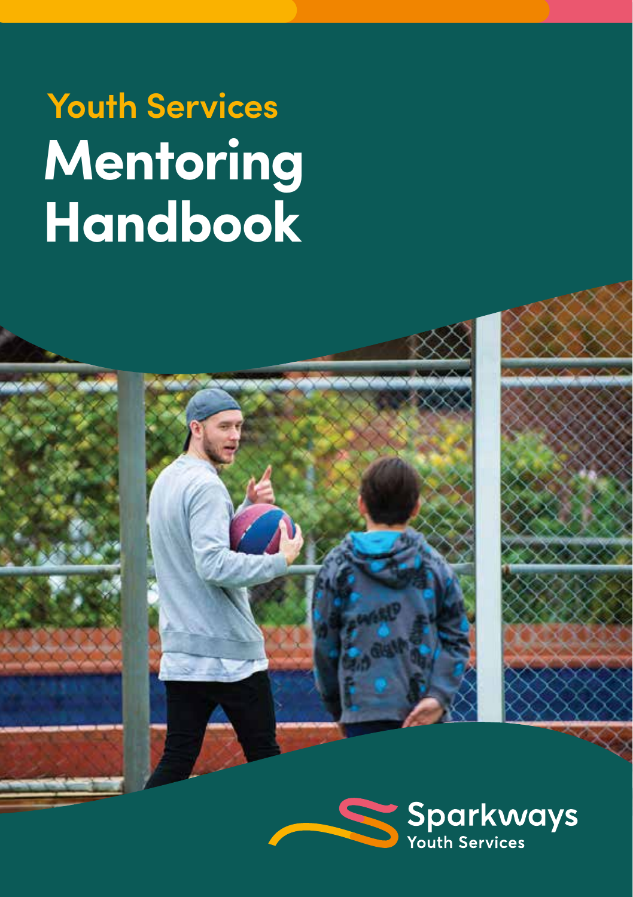## Youth Services

# Mentoring Handbook

Sparkways
Youth Services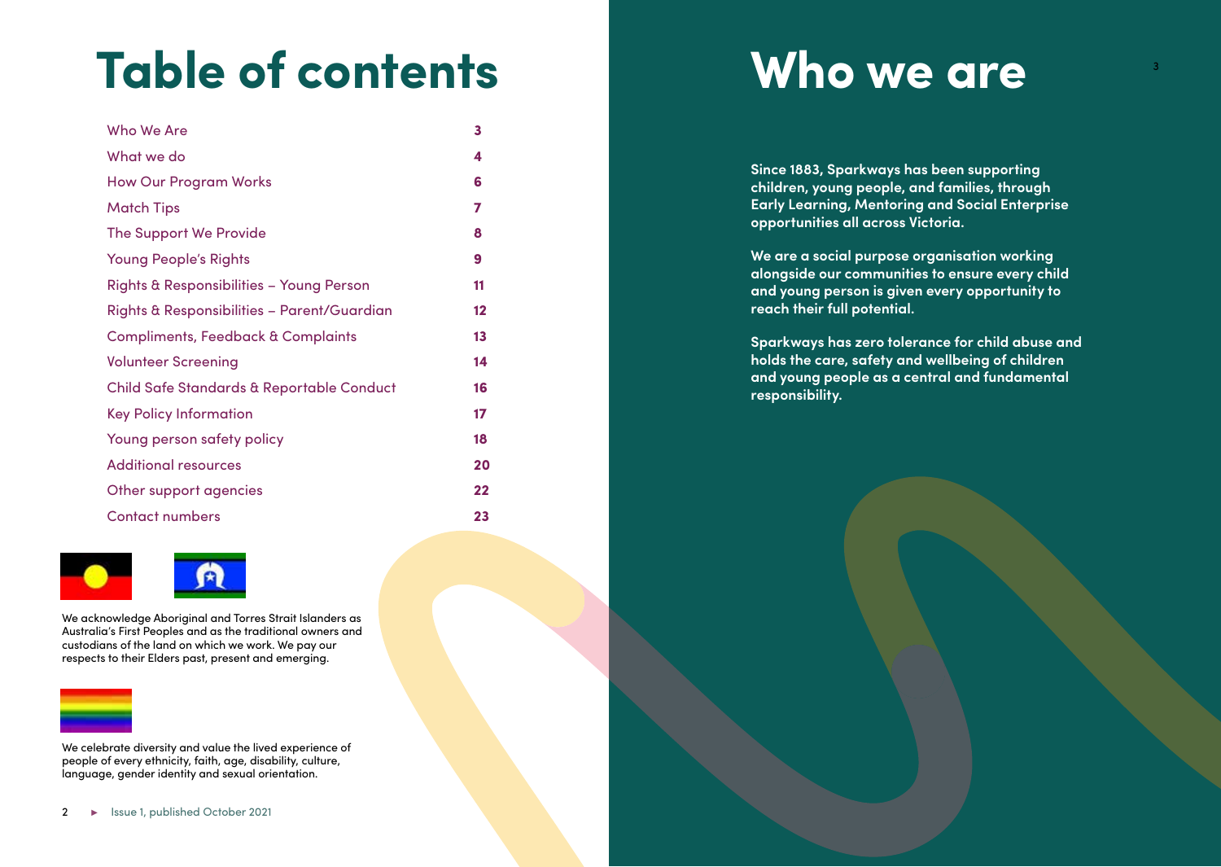# Table of contents

| | |
|---|---|
| Who We Are | 3 |
| What we do | 4 |
| How Our Program Works | 6 |
| Match Tips | 7 |
| The Support We Provide | 8 |
| Young People's Rights | 9 |
| Rights & Responsibilities – Young Person | 11 |
| Rights & Responsibilities – Parent/Guardian | 12 |
| Compliments, Feedback & Complaints | 13 |
| Volunteer Screening | 14 |
| Child Safe Standards & Reportable Conduct | 16 |
| Key Policy Information | 17 |
| Young person safety policy | 18 |
| Additional resources | 20 |
| Other support agencies | 22 |
| Contact numbers | 23 |

We acknowledge Aboriginal and Torres Strait Islanders as Australia's First Peoples and as the traditional owners and custodians of the land on which we work. We pay our respects to their Elders past, present and emerging.

We celebrate diversity and value the lived experience of people of every ethnicity, faith, age, disability, culture, language, gender identity and sexual orientation.

Issue 1, published October 2021

# Who we are

**Since 1883, Sparkways has been supporting children, young people, and families, through Early Learning, Mentoring and Social Enterprise opportunities all across Victoria.**

**We are a social purpose organisation working alongside our communities to ensure every child and young person is given every opportunity to reach their full potential.**

**Sparkways has zero tolerance for child abuse and holds the care, safety and wellbeing of children and young people as a central and fundamental responsibility.**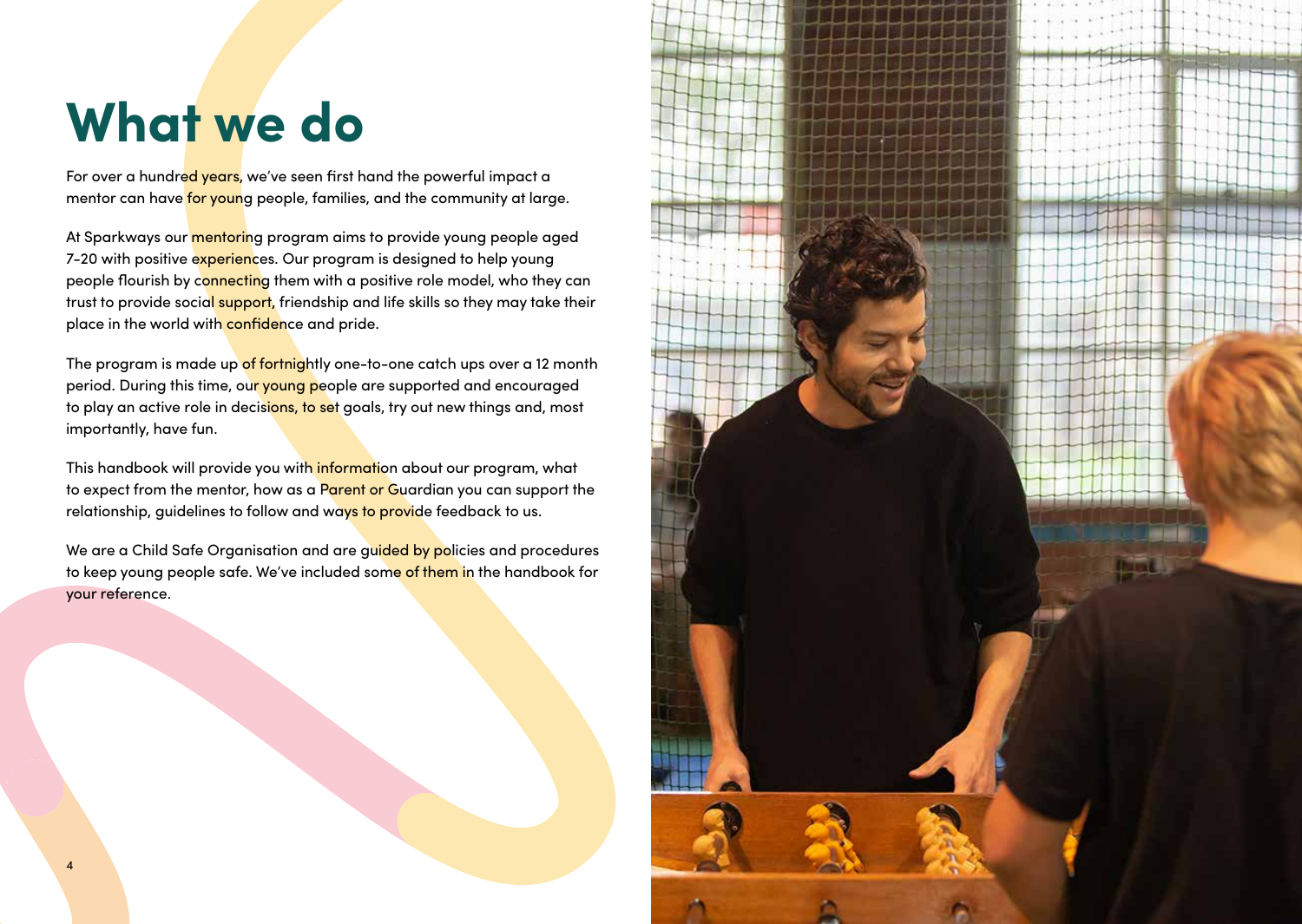# What we do

For over a hundred years, we've seen first hand the powerful impact a mentor can have for young people, families, and the community at large.

At Sparkways our mentoring program aims to provide young people aged 7-20 with positive experiences. Our program is designed to help young people flourish by connecting them with a positive role model, who they can trust to provide social support, friendship and life skills so they may take their place in the world with confidence and pride.

The program is made up of fortnightly one-to-one catch ups over a 12 month period. During this time, our young people are supported and encouraged to play an active role in decisions, to set goals, try out new things and, most importantly, have fun.

This handbook will provide you with information about our program, what to expect from the mentor, how as a Parent or Guardian you can support the relationship, guidelines to follow and ways to provide feedback to us.

We are a Child Safe Organisation and are guided by policies and procedures to keep young people safe. We've included some of them in the handbook for your reference.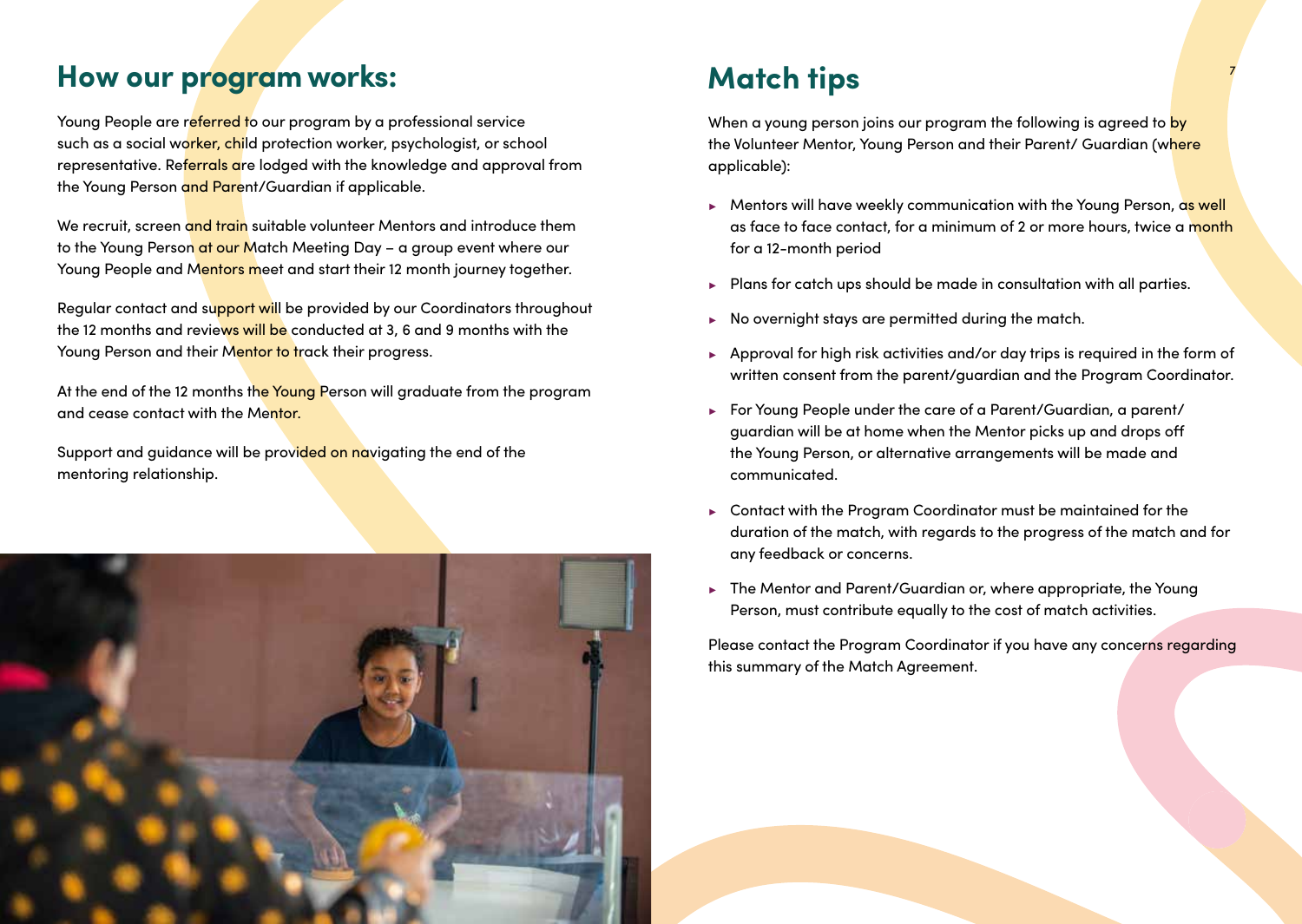## How our program works:

Young People are referred to our program by a professional service such as a social worker, child protection worker, psychologist, or school representative. Referrals are lodged with the knowledge and approval from the Young Person and Parent/Guardian if applicable.

We recruit, screen and train suitable volunteer Mentors and introduce them to the Young Person at our Match Meeting Day – a group event where our Young People and Mentors meet and start their 12 month journey together.

Regular contact and support will be provided by our Coordinators throughout the 12 months and reviews will be conducted at 3, 6 and 9 months with the Young Person and their Mentor to track their progress.

At the end of the 12 months the Young Person will graduate from the program and cease contact with the Mentor.

Support and guidance will be provided on navigating the end of the mentoring relationship.

## Match tips

When a young person joins our program the following is agreed to by the Volunteer Mentor, Young Person and their Parent/ Guardian (where applicable):

- Mentors will have weekly communication with the Young Person, as well as face to face contact, for a minimum of 2 or more hours, twice a month for a 12-month period
- Plans for catch ups should be made in consultation with all parties.
- No overnight stays are permitted during the match.
- Approval for high risk activities and/or day trips is required in the form of written consent from the parent/guardian and the Program Coordinator.
- For Young People under the care of a Parent/Guardian, a parent/ guardian will be at home when the Mentor picks up and drops off the Young Person, or alternative arrangements will be made and communicated.
- Contact with the Program Coordinator must be maintained for the duration of the match, with regards to the progress of the match and for any feedback or concerns.
- The Mentor and Parent/Guardian or, where appropriate, the Young Person, must contribute equally to the cost of match activities.

Please contact the Program Coordinator if you have any concerns regarding this summary of the Match Agreement.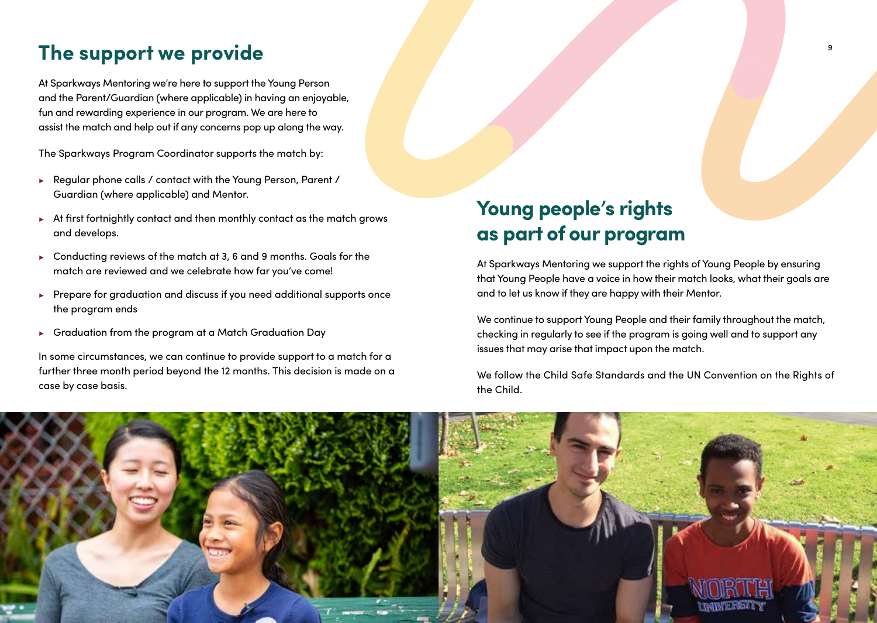## The support we provide

At Sparkways Mentoring we're here to support the Young Person and the Parent/Guardian (where applicable) in having an enjoyable, fun and rewarding experience in our program. We are here to assist the match and help out if any concerns pop up along the way.

The Sparkways Program Coordinator supports the match by:

- Regular phone calls / contact with the Young Person, Parent / Guardian (where applicable) and Mentor.
- At first fortnightly contact and then monthly contact as the match grows and develops.
- Conducting reviews of the match at 3, 6 and 9 months. Goals for the match are reviewed and we celebrate how far you've come!
- Prepare for graduation and discuss if you need additional supports once the program ends
- Graduation from the program at a Match Graduation Day

In some circumstances, we can continue to provide support to a match for a further three month period beyond the 12 months. This decision is made on a case by case basis.

## Young people's rights as part of our program

At Sparkways Mentoring we support the rights of Young People by ensuring that Young People have a voice in how their match looks, what their goals are and to let us know if they are happy with their Mentor.

We continue to support Young People and their family throughout the match, checking in regularly to see if the program is going well and to support any issues that may arise that impact upon the match.

We follow the Child Safe Standards and the UN Convention on the Rights of the Child.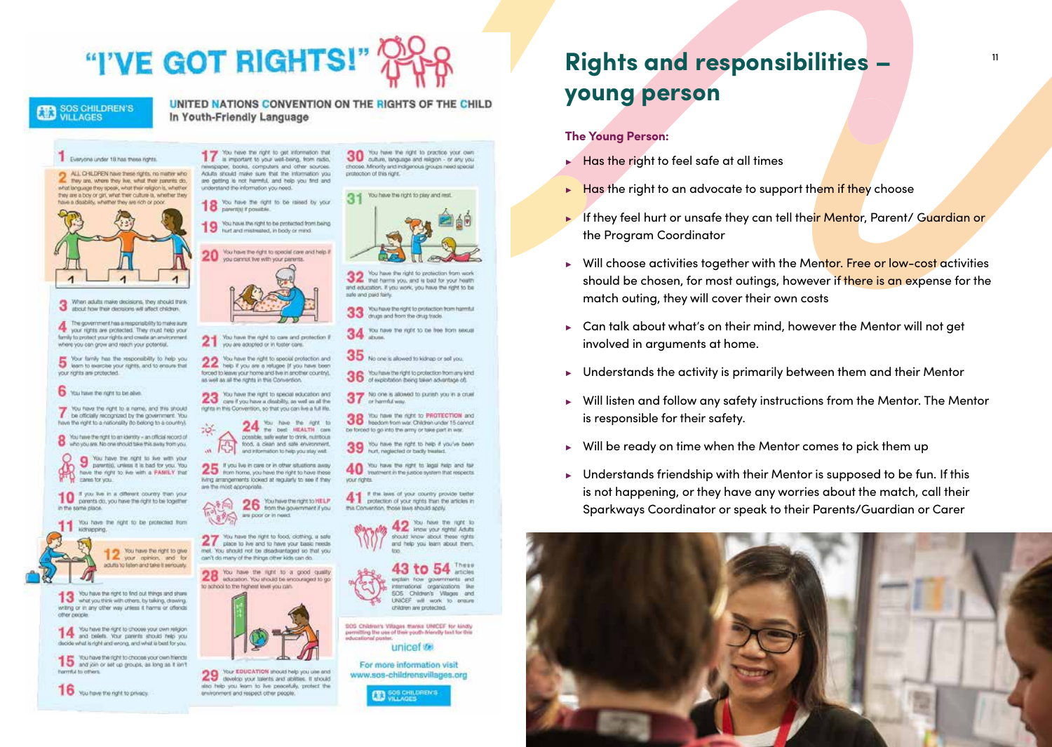# "I'VE GOT RIGHTS!"

SOS CHILDREN'S VILLAGES

**UNITED NATIONS CONVENTION ON THE RIGHTS OF THE CHILD**
**In Youth-Friendly Language**

1. Everyone under 18 has these rights.
2. ALL CHILDREN have these rights, no matter who they are, where they live, what their parents do, what language they speak, what their religion is, whether they are a boy or girl, what their culture is, whether they have a disability, whether they are rich or poor.
3. When adults make decisions, they should think about how their decisions will affect children.
4. The government has a responsibility to make sure your rights are protected. They must help your family to protect your rights and create an environment where you can grow and reach your potential.
5. Your family has the responsibility to help you learn to exercise your rights, and to ensure that your rights are protected.
6. You have the right to be alive.
7. You have the right to a name, and this should be officially recognized by the government. You have the right to a nationality (to belong to a country).
8. You have the right to an identity – an official record of who you are. No one should take this away from you.
9. You have the right to live with your parent(s), unless it is bad for you. You have the right to live with a FAMILY that cares for you.
10. If you live in a different country than your parents do, you have the right to be together in the same place.
11. You have the right to be protected from kidnapping.
12. You have the right to give your opinion, and for adults to listen and take it seriously.
13. You have the right to find out things and share what you think with others, by talking, drawing, writing or in any other way unless it harms or offends other people.
14. You have the right to choose your own religion and beliefs. Your parents should help you decide what is right and wrong, and what is best for you.
15. You have the right to choose your own friends and join or set up groups, as long as it isn't harmful to others.
16. You have the right to privacy.
17. You have the right to get information that is important to your well-being, from radio, newspaper, books, computers and other sources. Adults should make sure that the information you are getting is not harmful, and help you find and understand the information you need.
18. You have the right to be raised by your parent(s) if possible.
19. You have the right to be protected from being hurt and mistreated, in body or mind.
20. You have the right to special care and help if you cannot live with your parents.
21. You have the right to care and protection if you are adopted or in foster care.
22. You have the right to special protection and help if you are a refugee (if you have been forced to leave your home and live in another country), as well as all the rights in this Convention.
23. You have the right to special education and care if you have a disability, as well as all the rights in this Convention, so that you can live a full life.
24. You have the right to the best HEALTH care possible, safe water to drink, nutritious food, a clean and safe environment, and information to help you stay well.
25. If you live in care or in other situations away from home, you have the right to have these living arrangements looked at regularly to see if they are the most appropriate.
26. You have the right to HELP from the government if you are poor or in need.
27. You have the right to food, clothing, a safe place to live and to have your basic needs met. You should not be disadvantaged so that you can't do many of the things other kids can do.
28. You have the right to a good quality education. You should be encouraged to go to school to the highest level you can.
29. Your EDUCATION should help you use and develop your talents and abilities. It should also help you learn to live peacefully, protect the environment and respect other people.
30. You have the right to practice your own culture, language and religion - or any you choose. Minority and indigenous groups need special protection of this right.
31. You have the right to play and rest.
32. You have the right to protection from work that harms you, and is bad for your health and education. If you work, you have the right to be safe and paid fairly.
33. You have the right to protection from harmful drugs and from the drug trade.
34. You have the right to be free from sexual abuse.
35. No one is allowed to kidnap or sell you.
36. You have the right to protection from any kind of exploitation (being taken advantage of).
37. No one is allowed to punish you in a cruel or harmful way.
38. You have the right to PROTECTION and freedom from war. Children under 15 cannot be forced to go into the army or take part in war.
39. You have the right to help if you've been hurt, neglected or badly treated.
40. You have the right to legal help and fair treatment in the justice system that respects your rights.
41. If the laws of your country provide better protection of your rights than the articles in this Convention, those laws should apply.
42. You have the right to know your rights! Adults should know about these rights and help you learn about them, too.

43 to 54 These articles explain how governments and international organizations like SOS Children's Villages and UNICEF will work to ensure children are protected.

SOS Children's Villages thanks UNICEF for kindly permitting the use of their youth-friendly text for this educational poster.

unicef

For more information visit www.sos-childrensvillages.org

SOS CHILDREN'S VILLAGES

# Rights and responsibilities – young person

**The Young Person:**

- Has the right to feel safe at all times
- Has the right to an advocate to support them if they choose
- If they feel hurt or unsafe they can tell their Mentor, Parent/ Guardian or the Program Coordinator
- Will choose activities together with the Mentor. Free or low-cost activities should be chosen, for most outings, however if there is an expense for the match outing, they will cover their own costs
- Can talk about what's on their mind, however the Mentor will not get involved in arguments at home.
- Understands the activity is primarily between them and their Mentor
- Will listen and follow any safety instructions from the Mentor. The Mentor is responsible for their safety.
- Will be ready on time when the Mentor comes to pick them up
- Understands friendship with their Mentor is supposed to be fun. If this is not happening, or they have any worries about the match, call their Sparkways Coordinator or speak to their Parents/Guardian or Carer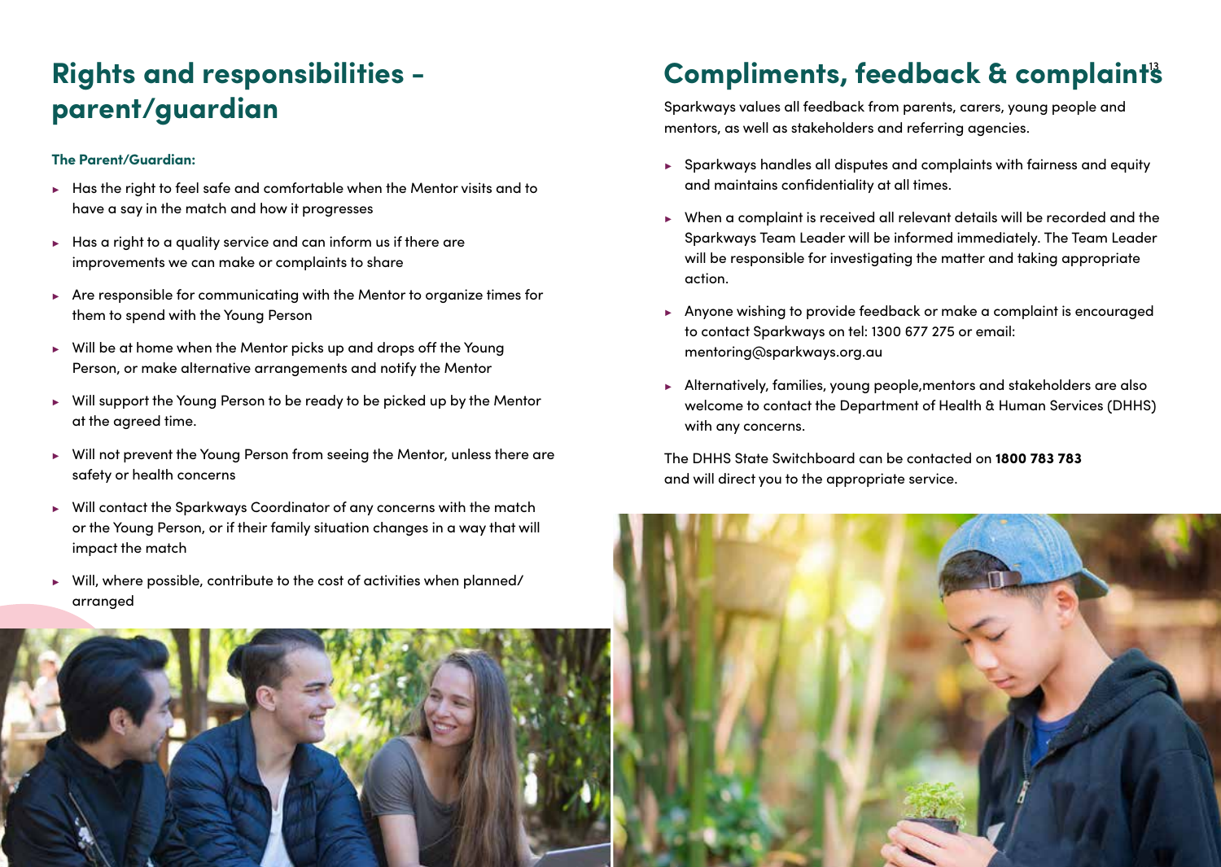## Rights and responsibilities - parent/guardian

**The Parent/Guardian:**

- Has the right to feel safe and comfortable when the Mentor visits and to have a say in the match and how it progresses
- Has a right to a quality service and can inform us if there are improvements we can make or complaints to share
- Are responsible for communicating with the Mentor to organize times for them to spend with the Young Person
- Will be at home when the Mentor picks up and drops off the Young Person, or make alternative arrangements and notify the Mentor
- Will support the Young Person to be ready to be picked up by the Mentor at the agreed time.
- Will not prevent the Young Person from seeing the Mentor, unless there are safety or health concerns
- Will contact the Sparkways Coordinator of any concerns with the match or the Young Person, or if their family situation changes in a way that will impact the match
- Will, where possible, contribute to the cost of activities when planned/arranged

## Compliments, feedback & complaints

Sparkways values all feedback from parents, carers, young people and mentors, as well as stakeholders and referring agencies.

- Sparkways handles all disputes and complaints with fairness and equity and maintains confidentiality at all times.
- When a complaint is received all relevant details will be recorded and the Sparkways Team Leader will be informed immediately. The Team Leader will be responsible for investigating the matter and taking appropriate action.
- Anyone wishing to provide feedback or make a complaint is encouraged to contact Sparkways on tel: 1300 677 275 or email: mentoring@sparkways.org.au
- Alternatively, families, young people,mentors and stakeholders are also welcome to contact the Department of Health & Human Services (DHHS) with any concerns.

The DHHS State Switchboard can be contacted on **1800 783 783** and will direct you to the appropriate service.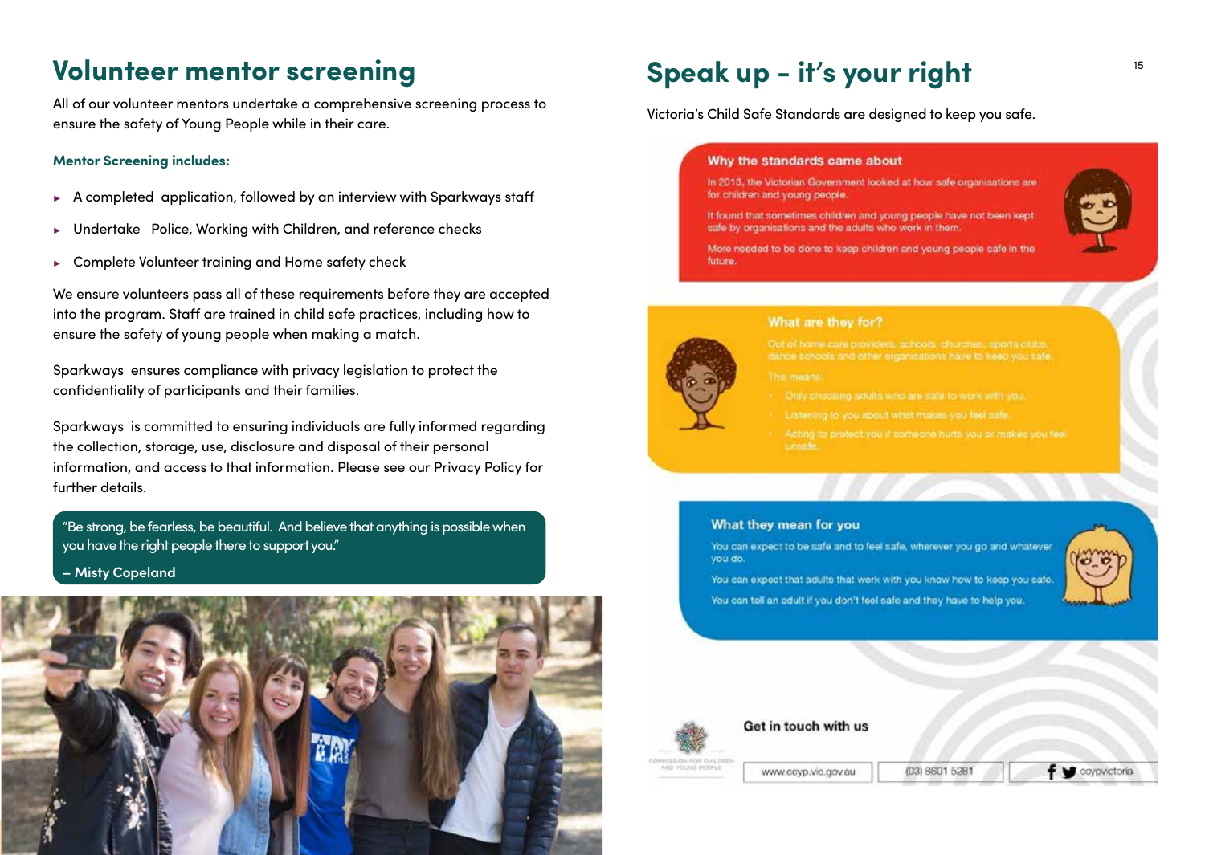## Volunteer mentor screening

All of our volunteer mentors undertake a comprehensive screening process to ensure the safety of Young People while in their care.

**Mentor Screening includes:**

- A completed application, followed by an interview with Sparkways staff
- Undertake Police, Working with Children, and reference checks
- Complete Volunteer training and Home safety check

We ensure volunteers pass all of these requirements before they are accepted into the program. Staff are trained in child safe practices, including how to ensure the safety of young people when making a match.

Sparkways ensures compliance with privacy legislation to protect the confidentiality of participants and their families.

Sparkways is committed to ensuring individuals are fully informed regarding the collection, storage, use, disclosure and disposal of their personal information, and access to that information. Please see our Privacy Policy for further details.

"Be strong, be fearless, be beautiful. And believe that anything is possible when you have the right people there to support you."

**– Misty Copeland**

## Speak up - it's your right

Victoria's Child Safe Standards are designed to keep you safe.

### Why the standards came about

In 2013, the Victorian Government looked at how safe organisations are for children and young people.

It found that sometimes children and young people have not been kept safe by organisations and the adults who work in them.

More needed to be done to keep children and young people safe in the future.

### What are they for?

Out of home care providers, schools, churches, sports clubs, dance schools and other organisations have to keep you safe.

This means:

- Only choosing adults who are safe to work with you.
- Listening to you about what makes you feel safe.
- Acting to protect you if someone hurts you or makes you feel unsafe.

### What they mean for you

You can expect to be safe and to feel safe, wherever you go and whatever you do.

You can expect that adults that work with you know how to keep you safe.

You can tell an adult if you don't feel safe and they have to help you.

**Get in touch with us**

Commission for Children and Young People

www.ccyp.vic.gov.au | (03) 8601 5281 | ccypvictoria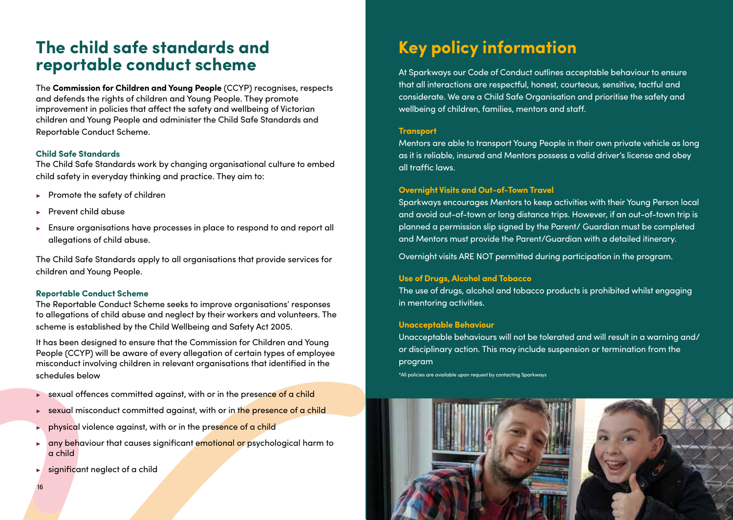# The child safe standards and reportable conduct scheme

The **Commission for Children and Young People** (CCYP) recognises, respects and defends the rights of children and Young People. They promote improvement in policies that affect the safety and wellbeing of Victorian children and Young People and administer the Child Safe Standards and Reportable Conduct Scheme.

### Child Safe Standards

The Child Safe Standards work by changing organisational culture to embed child safety in everyday thinking and practice. They aim to:

- Promote the safety of children
- Prevent child abuse
- Ensure organisations have processes in place to respond to and report all allegations of child abuse.

The Child Safe Standards apply to all organisations that provide services for children and Young People.

### Reportable Conduct Scheme

The Reportable Conduct Scheme seeks to improve organisations' responses to allegations of child abuse and neglect by their workers and volunteers. The scheme is established by the Child Wellbeing and Safety Act 2005.

It has been designed to ensure that the Commission for Children and Young People (CCYP) will be aware of every allegation of certain types of employee misconduct involving children in relevant organisations that identified in the schedules below

- sexual offences committed against, with or in the presence of a child
- sexual misconduct committed against, with or in the presence of a child
- physical violence against, with or in the presence of a child
- any behaviour that causes significant emotional or psychological harm to a child
- significant neglect of a child

# Key policy information

At Sparkways our Code of Conduct outlines acceptable behaviour to ensure that all interactions are respectful, honest, courteous, sensitive, tactful and considerate. We are a Child Safe Organisation and prioritise the safety and wellbeing of children, families, mentors and staff.

### Transport

Mentors are able to transport Young People in their own private vehicle as long as it is reliable, insured and Mentors possess a valid driver's license and obey all traffic laws.

### Overnight Visits and Out-of-Town Travel

Sparkways encourages Mentors to keep activities with their Young Person local and avoid out-of-town or long distance trips. However, if an out-of-town trip is planned a permission slip signed by the Parent/ Guardian must be completed and Mentors must provide the Parent/Guardian with a detailed itinerary.

Overnight visits ARE NOT permitted during participation in the program.

### Use of Drugs, Alcohol and Tobacco

The use of drugs, alcohol and tobacco products is prohibited whilst engaging in mentoring activities.

### Unacceptable Behaviour

Unacceptable behaviours will not be tolerated and will result in a warning and/or disciplinary action. This may include suspension or termination from the program

*All policies are available upon request by contacting Sparkways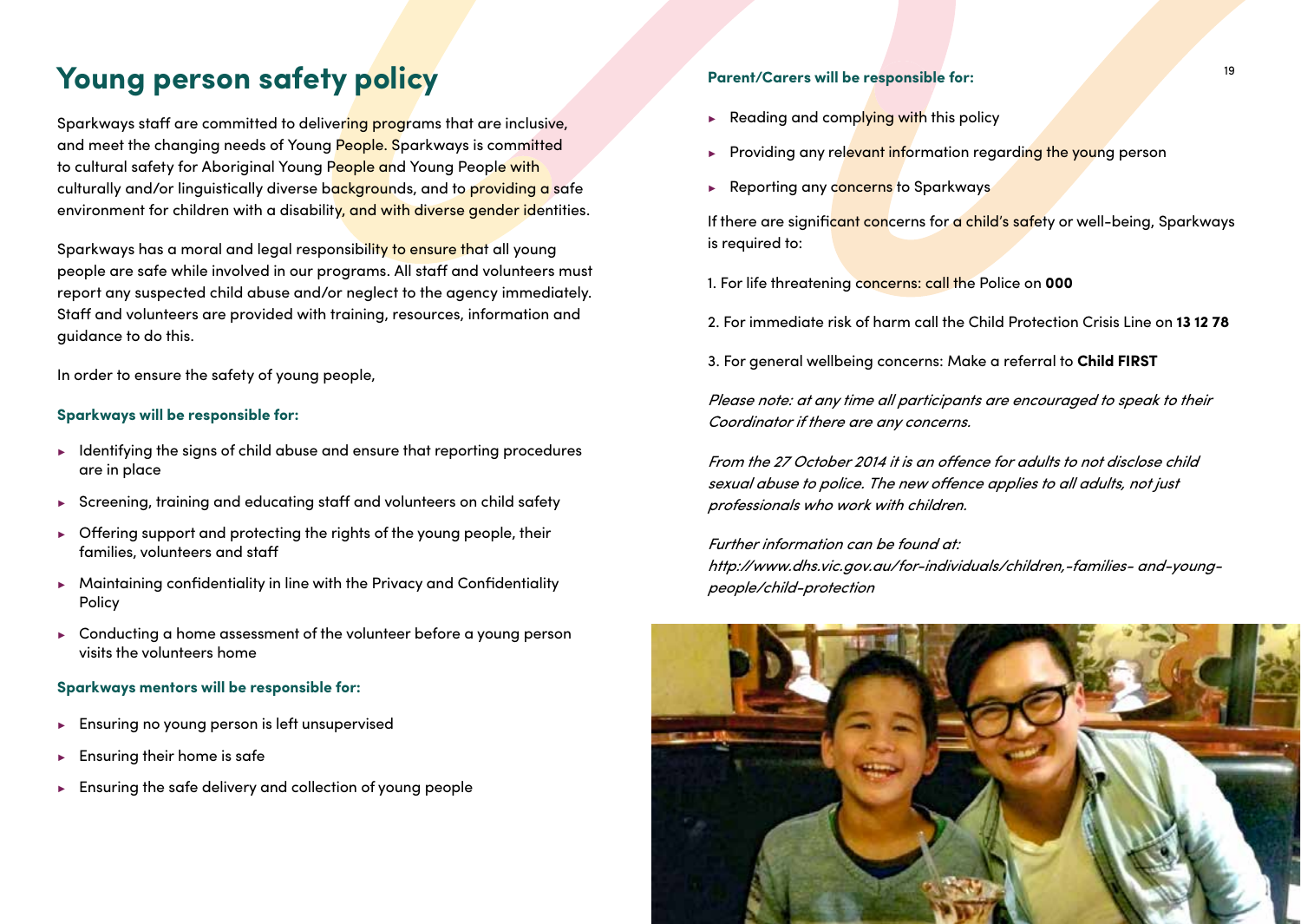# Young person safety policy

Sparkways staff are committed to delivering programs that are inclusive, and meet the changing needs of Young People. Sparkways is committed to cultural safety for Aboriginal Young People and Young People with culturally and/or linguistically diverse backgrounds, and to providing a safe environment for children with a disability, and with diverse gender identities.

Sparkways has a moral and legal responsibility to ensure that all young people are safe while involved in our programs. All staff and volunteers must report any suspected child abuse and/or neglect to the agency immediately. Staff and volunteers are provided with training, resources, information and guidance to do this.

In order to ensure the safety of young people,

### Sparkways will be responsible for:

- Identifying the signs of child abuse and ensure that reporting procedures are in place
- Screening, training and educating staff and volunteers on child safety
- Offering support and protecting the rights of the young people, their families, volunteers and staff
- Maintaining confidentiality in line with the Privacy and Confidentiality Policy
- Conducting a home assessment of the volunteer before a young person visits the volunteers home

### Sparkways mentors will be responsible for:

- Ensuring no young person is left unsupervised
- Ensuring their home is safe
- Ensuring the safe delivery and collection of young people

### Parent/Carers will be responsible for:

- Reading and complying with this policy
- Providing any relevant information regarding the young person
- Reporting any concerns to Sparkways

If there are significant concerns for a child's safety or well-being, Sparkways is required to:

1. For life threatening concerns: call the Police on **000**

2. For immediate risk of harm call the Child Protection Crisis Line on **13 12 78**

3. For general wellbeing concerns: Make a referral to **Child FIRST**

*Please note: at any time all participants are encouraged to speak to their Coordinator if there are any concerns.*

*From the 27 October 2014 it is an offence for adults to not disclose child sexual abuse to police. The new offence applies to all adults, not just professionals who work with children.*

*Further information can be found at:*
*http://www.dhs.vic.gov.au/for-individuals/children,-families- and-young-people/child-protection*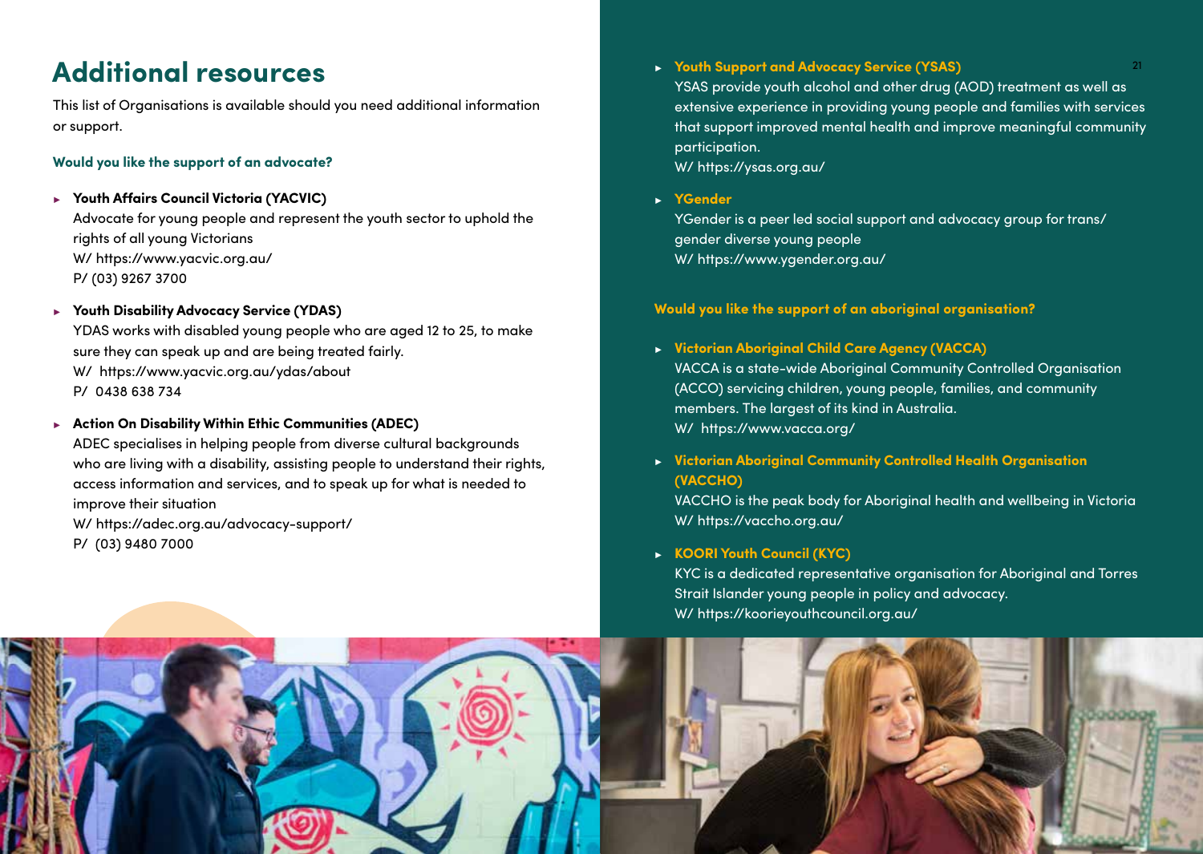# Additional resources

This list of Organisations is available should you need additional information or support.

### Would you like the support of an advocate?

- **Youth Affairs Council Victoria (YACVIC)**
  Advocate for young people and represent the youth sector to uphold the rights of all young Victorians
  W/ https://www.yacvic.org.au/
  P/ (03) 9267 3700

- **Youth Disability Advocacy Service (YDAS)**
  YDAS works with disabled young people who are aged 12 to 25, to make sure they can speak up and are being treated fairly.
  W/ https://www.yacvic.org.au/ydas/about
  P/ 0438 638 734

- **Action On Disability Within Ethic Communities (ADEC)**
  ADEC specialises in helping people from diverse cultural backgrounds who are living with a disability, assisting people to understand their rights, access information and services, and to speak up for what is needed to improve their situation
  W/ https://adec.org.au/advocacy-support/
  P/ (03) 9480 7000

- **Youth Support and Advocacy Service (YSAS)**
  YSAS provide youth alcohol and other drug (AOD) treatment as well as extensive experience in providing young people and families with services that support improved mental health and improve meaningful community participation.
  W/ https://ysas.org.au/

- **YGender**
  YGender is a peer led social support and advocacy group for trans/gender diverse young people
  W/ https://www.ygender.org.au/

### Would you like the support of an aboriginal organisation?

- **Victorian Aboriginal Child Care Agency (VACCA)**
  VACCA is a state-wide Aboriginal Community Controlled Organisation (ACCO) servicing children, young people, families, and community members. The largest of its kind in Australia.
  W/ https://www.vacca.org/

- **Victorian Aboriginal Community Controlled Health Organisation (VACCHO)**
  VACCHO is the peak body for Aboriginal health and wellbeing in Victoria
  W/ https://vaccho.org.au/

- **KOORI Youth Council (KYC)**
  KYC is a dedicated representative organisation for Aboriginal and Torres Strait Islander young people in policy and advocacy.
  W/ https://koorieyouthcouncil.org.au/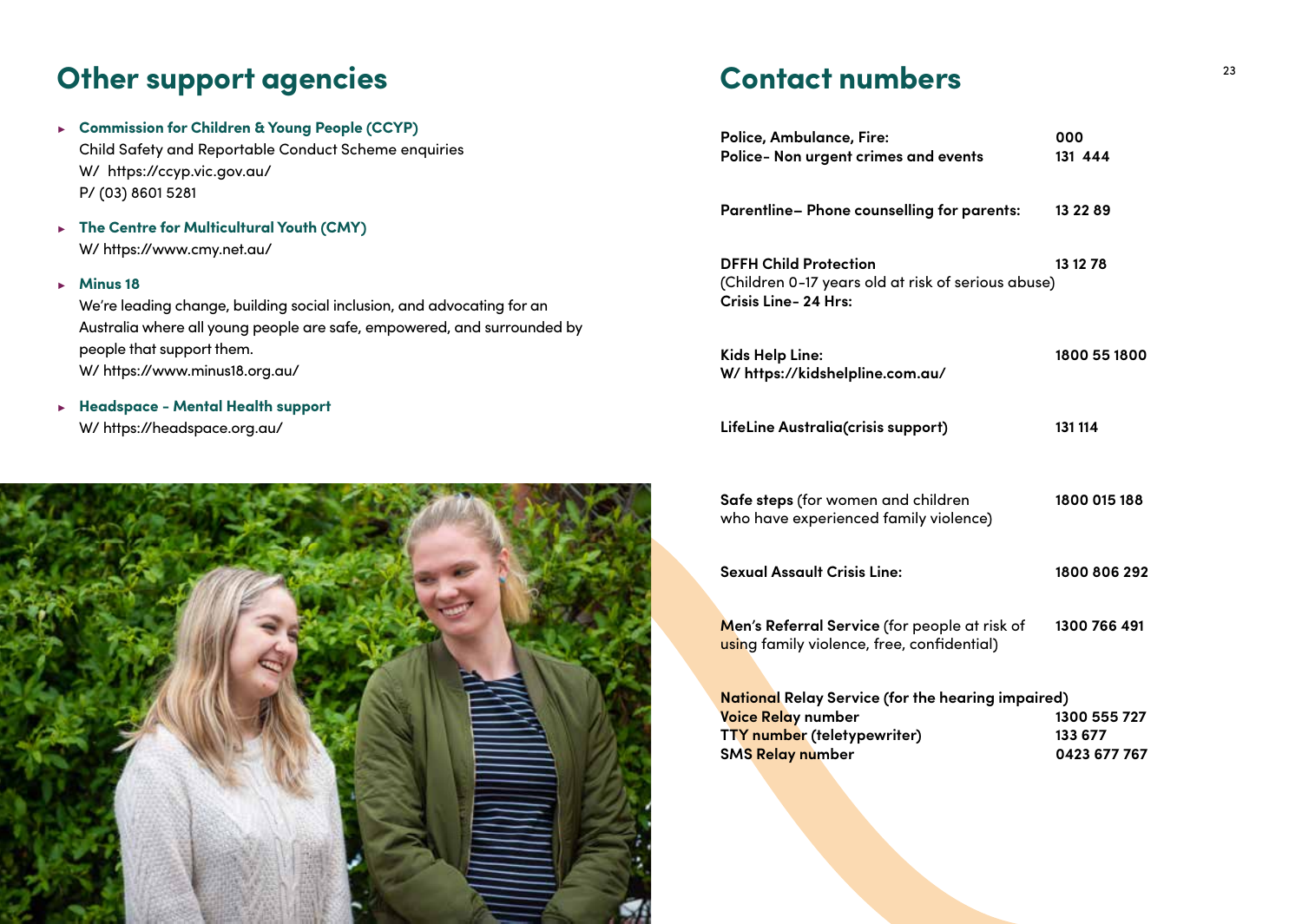## Other support agencies

- **Commission for Children & Young People (CCYP)**
  Child Safety and Reportable Conduct Scheme enquiries
  W/ https://ccyp.vic.gov.au/
  P/ (03) 8601 5281
- **The Centre for Multicultural Youth (CMY)**
  W/ https://www.cmy.net.au/
- **Minus 18**
  We're leading change, building social inclusion, and advocating for an Australia where all young people are safe, empowered, and surrounded by people that support them.
  W/ https://www.minus18.org.au/
- **Headspace - Mental Health support**
  W/ https://headspace.org.au/

## Contact numbers

| | |
|---|---|
| **Police, Ambulance, Fire:** | **000** |
| **Police- Non urgent crimes and events** | **131 444** |
| **Parentline– Phone counselling for parents:** | **13 22 89** |
| **DFFH Child Protection** (Children 0-17 years old at risk of serious abuse) **Crisis Line- 24 Hrs:** | **13 12 78** |
| **Kids Help Line:** **W/ https://kidshelpline.com.au/** | **1800 55 1800** |
| **LifeLine Australia(crisis support)** | **131 114** |
| **Safe steps** (for women and children who have experienced family violence) | **1800 015 188** |
| **Sexual Assault Crisis Line:** | **1800 806 292** |
| **Men's Referral Service** (for people at risk of using family violence, free, confidential) | **1300 766 491** |
| **National Relay Service (for the hearing impaired)** | |
| **Voice Relay number** | **1300 555 727** |
| **TTY number (teletypewriter)** | **133 677** |
| **SMS Relay number** | **0423 677 767** |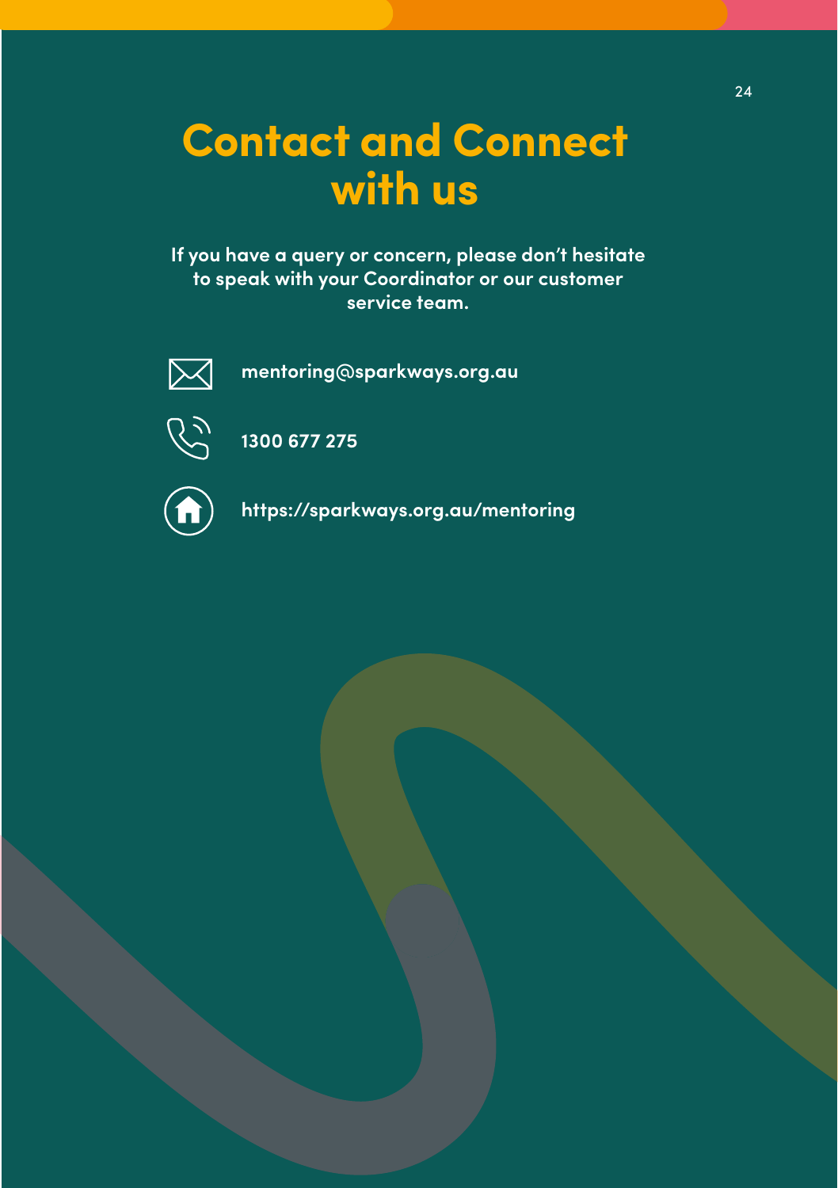# Contact and Connect with us

**If you have a query or concern, please don't hesitate to speak with your Coordinator or our customer service team.**

**mentoring@sparkways.org.au**

**1300 677 275**

**https://sparkways.org.au/mentoring**